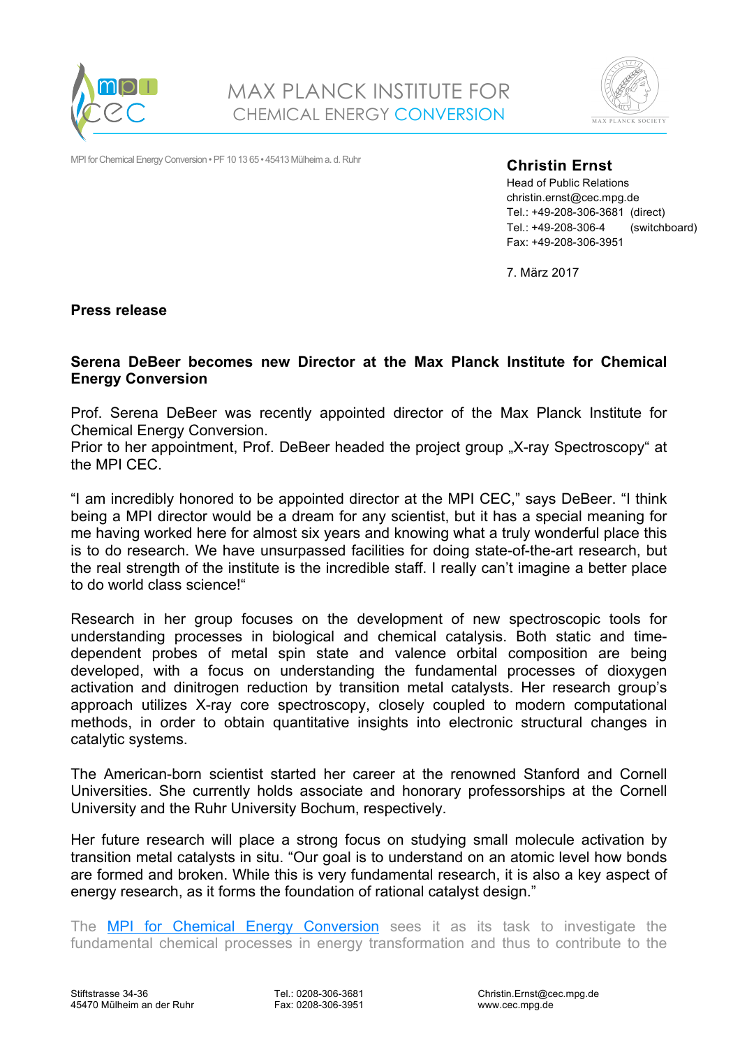MAX PLANCK INSTITUTE FOR
CHEMICAL ENERGY CONVERSION

MPI for Chemical Energy Conversion • PF 10 13 65 • 45413 Mülheim a. d. Ruhr

**Christin Ernst**
Head of Public Relations
christin.ernst@cec.mpg.de
Tel.: +49-208-306-3681 (direct)
Tel.: +49-208-306-4 (switchboard)
Fax: +49-208-306-3951

7. März 2017

**Press release**

**Serena DeBeer becomes new Director at the Max Planck Institute for Chemical Energy Conversion**

Prof. Serena DeBeer was recently appointed director of the Max Planck Institute for Chemical Energy Conversion.
Prior to her appointment, Prof. DeBeer headed the project group „X-ray Spectroscopy" at the MPI CEC.

"I am incredibly honored to be appointed director at the MPI CEC," says DeBeer. "I think being a MPI director would be a dream for any scientist, but it has a special meaning for me having worked here for almost six years and knowing what a truly wonderful place this is to do research. We have unsurpassed facilities for doing state-of-the-art research, but the real strength of the institute is the incredible staff. I really can't imagine a better place to do world class science!"

Research in her group focuses on the development of new spectroscopic tools for understanding processes in biological and chemical catalysis. Both static and time-dependent probes of metal spin state and valence orbital composition are being developed, with a focus on understanding the fundamental processes of dioxygen activation and dinitrogen reduction by transition metal catalysts. Her research group's approach utilizes X-ray core spectroscopy, closely coupled to modern computational methods, in order to obtain quantitative insights into electronic structural changes in catalytic systems.

The American-born scientist started her career at the renowned Stanford and Cornell Universities. She currently holds associate and honorary professorships at the Cornell University and the Ruhr University Bochum, respectively.

Her future research will place a strong focus on studying small molecule activation by transition metal catalysts in situ. "Our goal is to understand on an atomic level how bonds are formed and broken. While this is very fundamental research, it is also a key aspect of energy research, as it forms the foundation of rational catalyst design."

The [MPI for Chemical Energy Conversion](www.cec.mpg.de) sees it as its task to investigate the fundamental chemical processes in energy transformation and thus to contribute to the

Stiftstrasse 34-36
45470 Mülheim an der Ruhr

Tel.: 0208-306-3681
Fax: 0208-306-3951

Christin.Ernst@cec.mpg.de
www.cec.mpg.de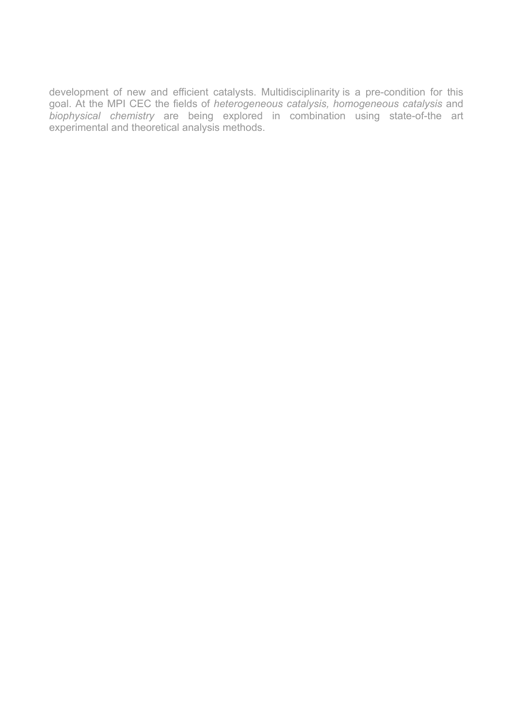development of new and efficient catalysts. Multidisciplinarity is a pre-condition for this goal. At the MPI CEC the fields of *heterogeneous catalysis, homogeneous catalysis* and *biophysical chemistry* are being explored in combination using state-of-the art experimental and theoretical analysis methods.